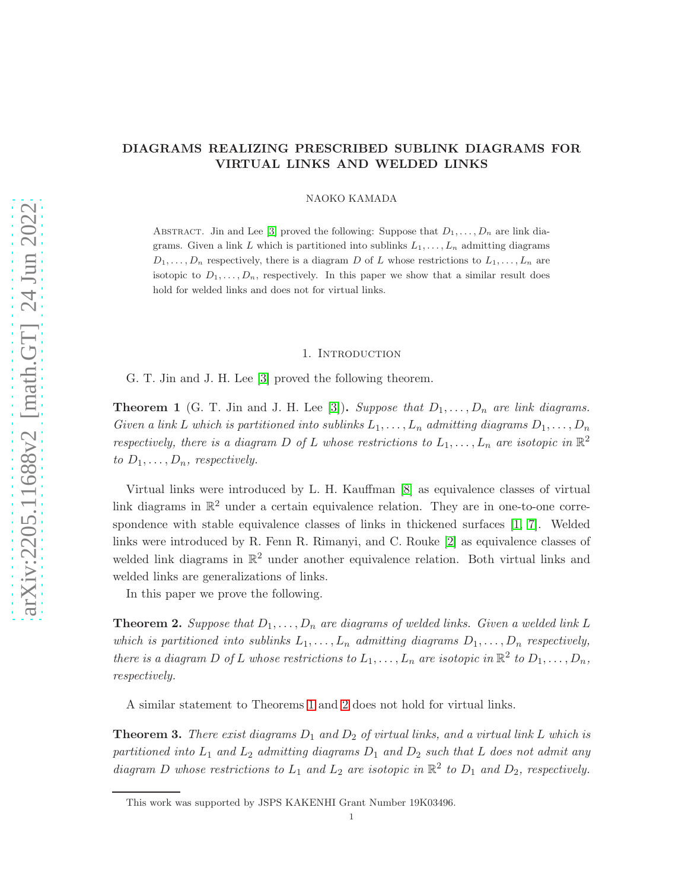# DIAGRAMS REALIZING PRESCRIBED SUBLINK DIAGRAMS FOR VIRTUAL LINKS AND WELDED LINKS

NAOKO KAMADA

ABSTRACT. Jin and Lee [3] proved the following: Suppose that $D_1, \ldots, D_n$ are link diagrams. Given a link $L$ which is partitioned into sublinks $L_1, \ldots, L_n$ admitting diagrams $D_1, \ldots, D_n$ respectively, there is a diagram $D$ of $L$ whose restrictions to $L_1, \ldots, L_n$ are isotopic to $D_1, \ldots, D_n$, respectively. In this paper we show that a similar result does hold for welded links and does not for virtual links.

## 1. Introduction

G. T. Jin and J. H. Lee [3] proved the following theorem.

**Theorem 1** (G. T. Jin and J. H. Lee [3])**.** *Suppose that $D_1, \ldots, D_n$ are link diagrams. Given a link $L$ which is partitioned into sublinks $L_1, \ldots, L_n$ admitting diagrams $D_1, \ldots, D_n$ respectively, there is a diagram $D$ of $L$ whose restrictions to $L_1, \ldots, L_n$ are isotopic in $\mathbb{R}^2$ to $D_1, \ldots, D_n$, respectively.*

Virtual links were introduced by L. H. Kauffman [8] as equivalence classes of virtual link diagrams in $\mathbb{R}^2$ under a certain equivalence relation. They are in one-to-one correspondence with stable equivalence classes of links in thickened surfaces [1, 7]. Welded links were introduced by R. Fenn R. Rimanyi, and C. Rouke [2] as equivalence classes of welded link diagrams in $\mathbb{R}^2$ under another equivalence relation. Both virtual links and welded links are generalizations of links.

In this paper we prove the following.

**Theorem 2.** *Suppose that $D_1, \ldots, D_n$ are diagrams of welded links. Given a welded link $L$ which is partitioned into sublinks $L_1, \ldots, L_n$ admitting diagrams $D_1, \ldots, D_n$ respectively, there is a diagram $D$ of $L$ whose restrictions to $L_1, \ldots, L_n$ are isotopic in $\mathbb{R}^2$ to $D_1, \ldots, D_n$, respectively.*

A similar statement to Theorems 1 and 2 does not hold for virtual links.

**Theorem 3.** *There exist diagrams $D_1$ and $D_2$ of virtual links, and a virtual link $L$ which is partitioned into $L_1$ and $L_2$ admitting diagrams $D_1$ and $D_2$ such that $L$ does not admit any diagram $D$ whose restrictions to $L_1$ and $L_2$ are isotopic in $\mathbb{R}^2$ to $D_1$ and $D_2$, respectively.*

This work was supported by JSPS KAKENHI Grant Number 19K03496.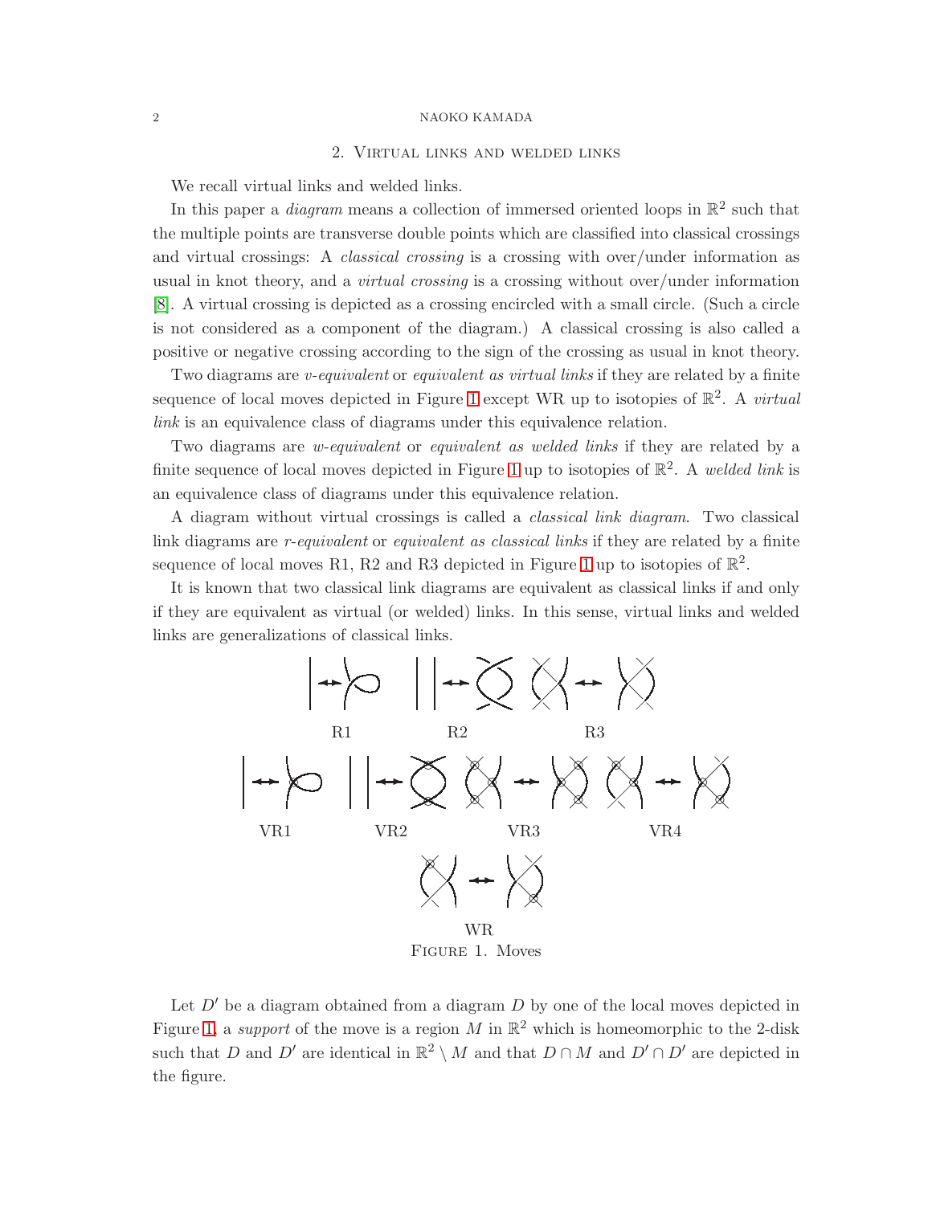## 2. Virtual links and welded links

We recall virtual links and welded links.

In this paper a *diagram* means a collection of immersed oriented loops in $\mathbb{R}^2$ such that the multiple points are transverse double points which are classified into classical crossings and virtual crossings: A *classical crossing* is a crossing with over/under information as usual in knot theory, and a *virtual crossing* is a crossing without over/under information [8]. A virtual crossing is depicted as a crossing encircled with a small circle. (Such a circle is not considered as a component of the diagram.) A classical crossing is also called a positive or negative crossing according to the sign of the crossing as usual in knot theory.

Two diagrams are *v-equivalent* or *equivalent as virtual links* if they are related by a finite sequence of local moves depicted in Figure 1 except WR up to isotopies of $\mathbb{R}^2$. A *virtual link* is an equivalence class of diagrams under this equivalence relation.

Two diagrams are *w-equivalent* or *equivalent as welded links* if they are related by a finite sequence of local moves depicted in Figure 1 up to isotopies of $\mathbb{R}^2$. A *welded link* is an equivalence class of diagrams under this equivalence relation.

A diagram without virtual crossings is called a *classical link diagram*. Two classical link diagrams are *r-equivalent* or *equivalent as classical links* if they are related by a finite sequence of local moves R1, R2 and R3 depicted in Figure 1 up to isotopies of $\mathbb{R}^2$.

It is known that two classical link diagrams are equivalent as classical links if and only if they are equivalent as virtual (or welded) links. In this sense, virtual links and welded links are generalizations of classical links.

R1 R2 R3

VR1 VR2 VR3 VR4

WR

Figure 1. Moves

Let $D'$ be a diagram obtained from a diagram $D$ by one of the local moves depicted in Figure 1, a *support* of the move is a region $M$ in $\mathbb{R}^2$ which is homeomorphic to the 2-disk such that $D$ and $D'$ are identical in $\mathbb{R}^2 \setminus M$ and that $D \cap M$ and $D' \cap D'$ are depicted in the figure.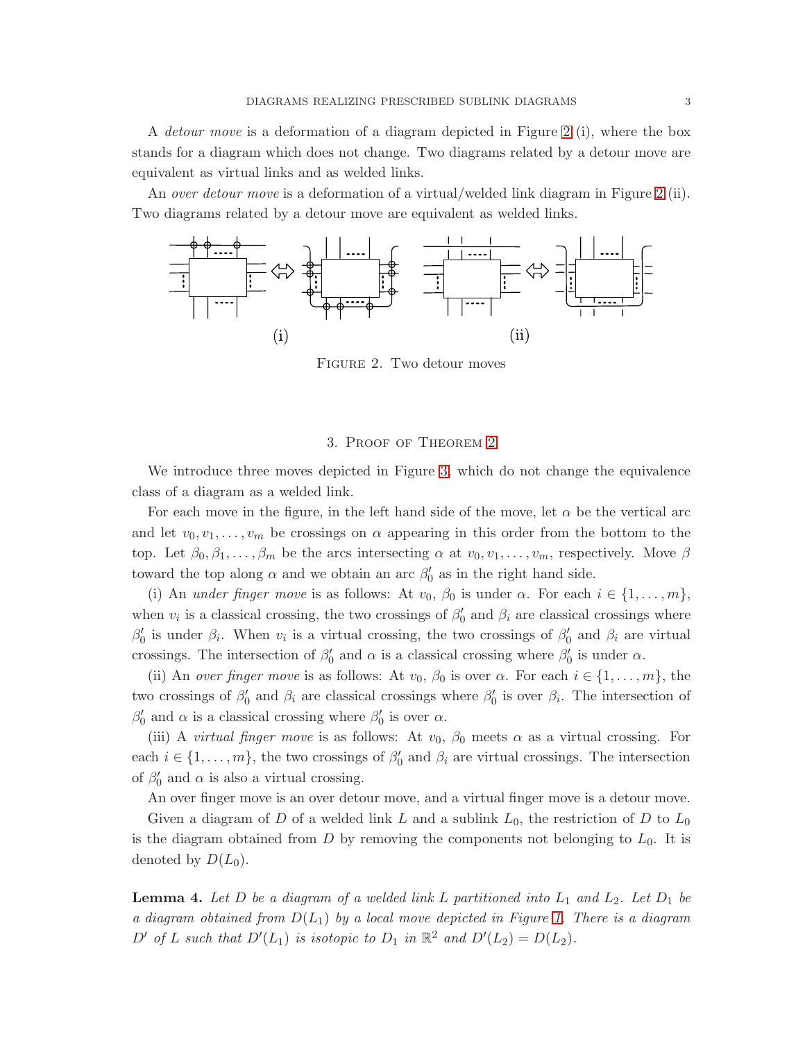A *detour move* is a deformation of a diagram depicted in Figure 2 (i), where the box stands for a diagram which does not change. Two diagrams related by a detour move are equivalent as virtual links and as welded links.

An *over detour move* is a deformation of a virtual/welded link diagram in Figure 2 (ii). Two diagrams related by a detour move are equivalent as welded links.

Figure 2. Two detour moves

## 3. Proof of Theorem 2

We introduce three moves depicted in Figure 3, which do not change the equivalence class of a diagram as a welded link.

For each move in the figure, in the left hand side of the move, let $\alpha$ be the vertical arc and let $v_0, v_1, \ldots, v_m$ be crossings on $\alpha$ appearing in this order from the bottom to the top. Let $\beta_0, \beta_1, \ldots, \beta_m$ be the arcs intersecting $\alpha$ at $v_0, v_1, \ldots, v_m$, respectively. Move $\beta$ toward the top along $\alpha$ and we obtain an arc $\beta_0'$ as in the right hand side.

(i) An *under finger move* is as follows: At $v_0$, $\beta_0$ is under $\alpha$. For each $i \in \{1, \ldots, m\}$, when $v_i$ is a classical crossing, the two crossings of $\beta_0'$ and $\beta_i$ are classical crossings where $\beta_0'$ is under $\beta_i$. When $v_i$ is a virtual crossing, the two crossings of $\beta_0'$ and $\beta_i$ are virtual crossings. The intersection of $\beta_0'$ and $\alpha$ is a classical crossing where $\beta_0'$ is under $\alpha$.

(ii) An *over finger move* is as follows: At $v_0$, $\beta_0$ is over $\alpha$. For each $i \in \{1, \ldots, m\}$, the two crossings of $\beta_0'$ and $\beta_i$ are classical crossings where $\beta_0'$ is over $\beta_i$. The intersection of $\beta_0'$ and $\alpha$ is a classical crossing where $\beta_0'$ is over $\alpha$.

(iii) A *virtual finger move* is as follows: At $v_0$, $\beta_0$ meets $\alpha$ as a virtual crossing. For each $i \in \{1, \ldots, m\}$, the two crossings of $\beta_0'$ and $\beta_i$ are virtual crossings. The intersection of $\beta_0'$ and $\alpha$ is also a virtual crossing.

An over finger move is an over detour move, and a virtual finger move is a detour move.

Given a diagram of $D$ of a welded link $L$ and a sublink $L_0$, the restriction of $D$ to $L_0$ is the diagram obtained from $D$ by removing the components not belonging to $L_0$. It is denoted by $D(L_0)$.

**Lemma 4.** *Let $D$ be a diagram of a welded link $L$ partitioned into $L_1$ and $L_2$. Let $D_1$ be a diagram obtained from $D(L_1)$ by a local move depicted in Figure 1. There is a diagram $D'$ of $L$ such that $D'(L_1)$ is isotopic to $D_1$ in $\mathbb{R}^2$ and $D'(L_2) = D(L_2)$.*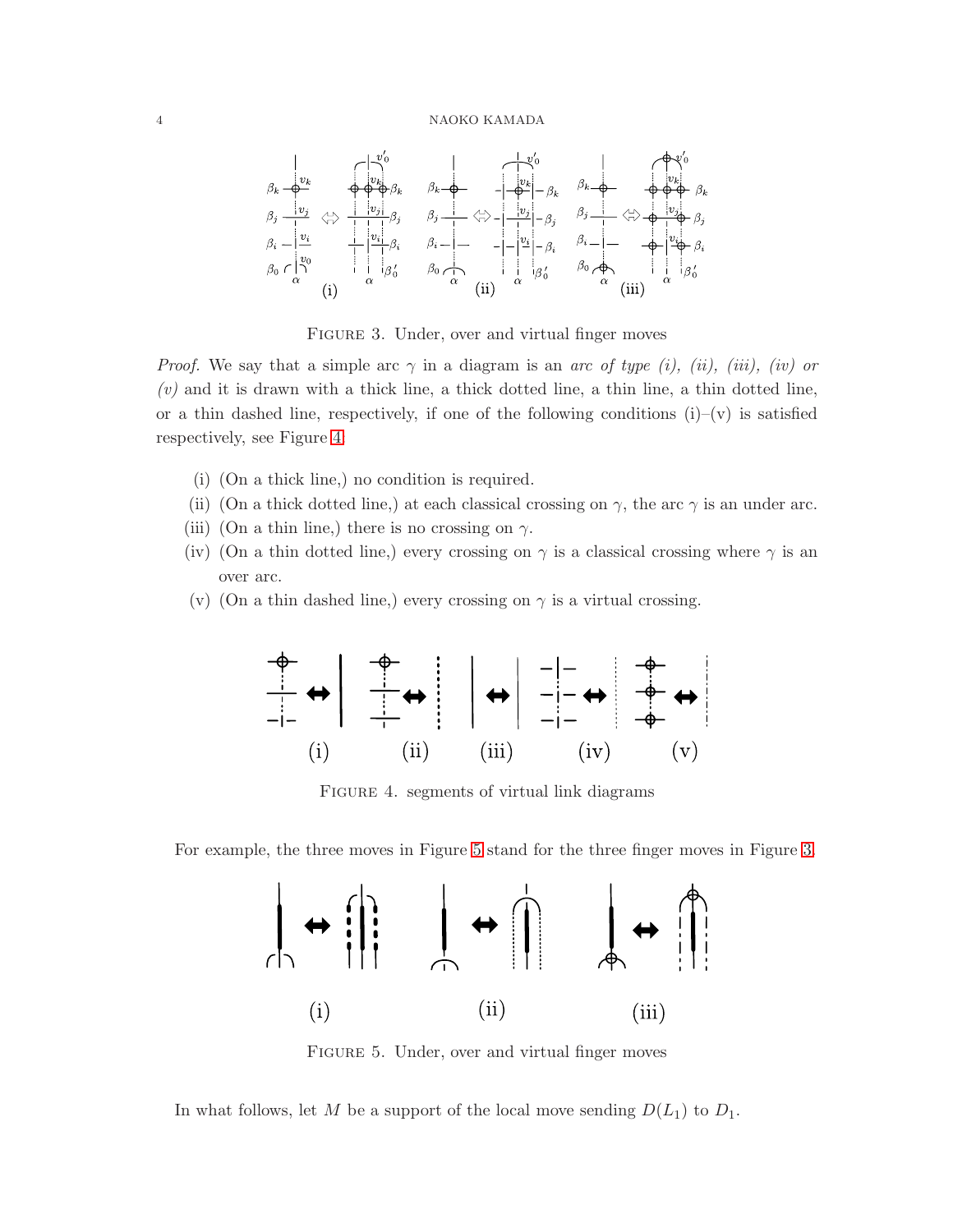FIGURE 3. Under, over and virtual finger moves

*Proof.* We say that a simple arc $\gamma$ in a diagram is an *arc of type (i), (ii), (iii), (iv) or (v)* and it is drawn with a thick line, a thick dotted line, a thin line, a thin dotted line, or a thin dashed line, respectively, if one of the following conditions (i)–(v) is satisfied respectively, see Figure 4.

(i) (On a thick line,) no condition is required.
(ii) (On a thick dotted line,) at each classical crossing on $\gamma$, the arc $\gamma$ is an under arc.
(iii) (On a thin line,) there is no crossing on $\gamma$.
(iv) (On a thin dotted line,) every crossing on $\gamma$ is a classical crossing where $\gamma$ is an over arc.
(v) (On a thin dashed line,) every crossing on $\gamma$ is a virtual crossing.

FIGURE 4. segments of virtual link diagrams

For example, the three moves in Figure 5 stand for the three finger moves in Figure 3.

FIGURE 5. Under, over and virtual finger moves

In what follows, let $M$ be a support of the local move sending $D(L_1)$ to $D_1$.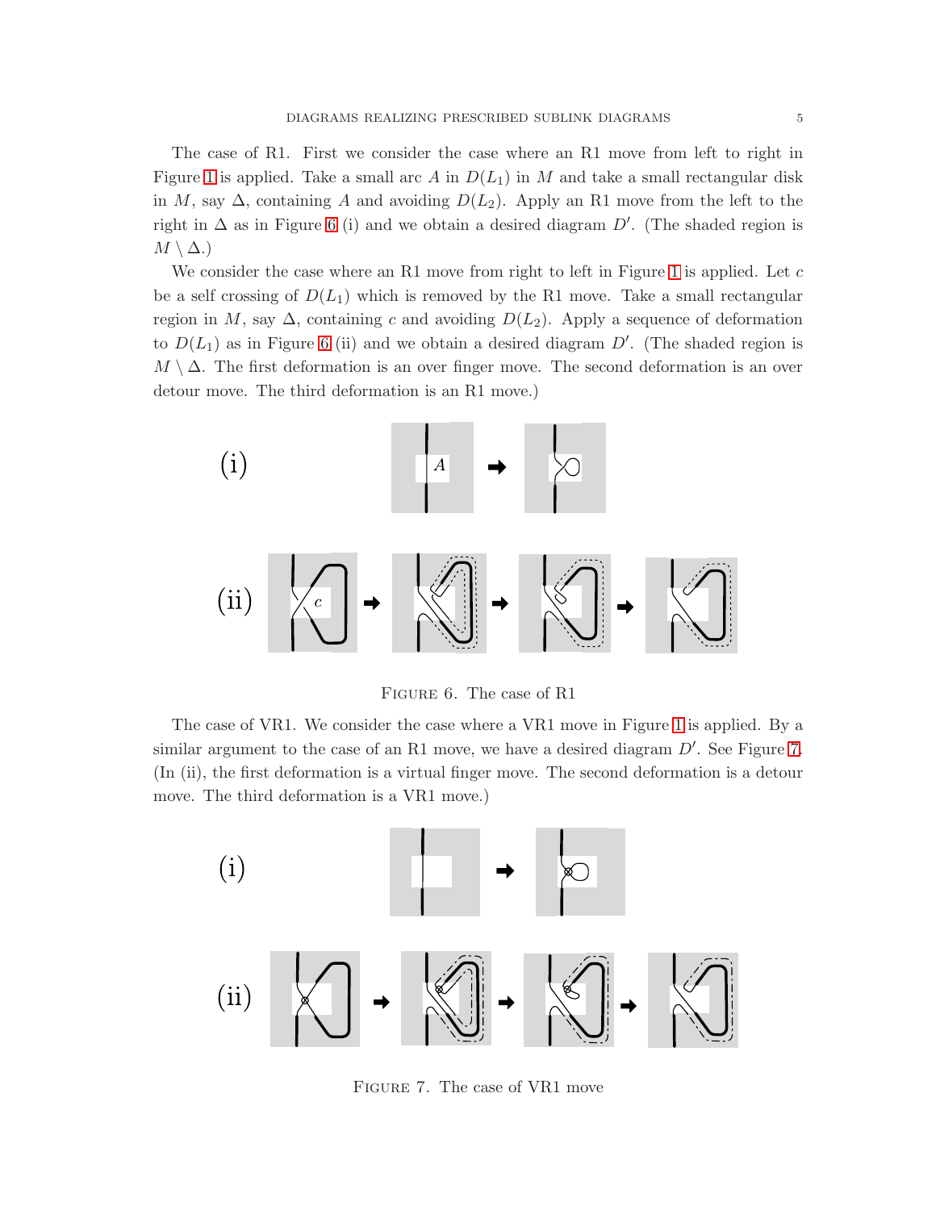The case of R1. First we consider the case where an R1 move from left to right in Figure 1 is applied. Take a small arc $A$ in $D(L_1)$ in $M$ and take a small rectangular disk in $M$, say $\Delta$, containing $A$ and avoiding $D(L_2)$. Apply an R1 move from the left to the right in $\Delta$ as in Figure 6 (i) and we obtain a desired diagram $D'$. (The shaded region is $M \setminus \Delta$.)

We consider the case where an R1 move from right to left in Figure 1 is applied. Let $c$ be a self crossing of $D(L_1)$ which is removed by the R1 move. Take a small rectangular region in $M$, say $\Delta$, containing $c$ and avoiding $D(L_2)$. Apply a sequence of deformation to $D(L_1)$ as in Figure 6 (ii) and we obtain a desired diagram $D'$. (The shaded region is $M \setminus \Delta$. The first deformation is an over finger move. The second deformation is an over detour move. The third deformation is an R1 move.)

Figure 6. The case of R1

The case of VR1. We consider the case where a VR1 move in Figure 1 is applied. By a similar argument to the case of an R1 move, we have a desired diagram $D'$. See Figure 7. (In (ii), the first deformation is a virtual finger move. The second deformation is a detour move. The third deformation is a VR1 move.)

Figure 7. The case of VR1 move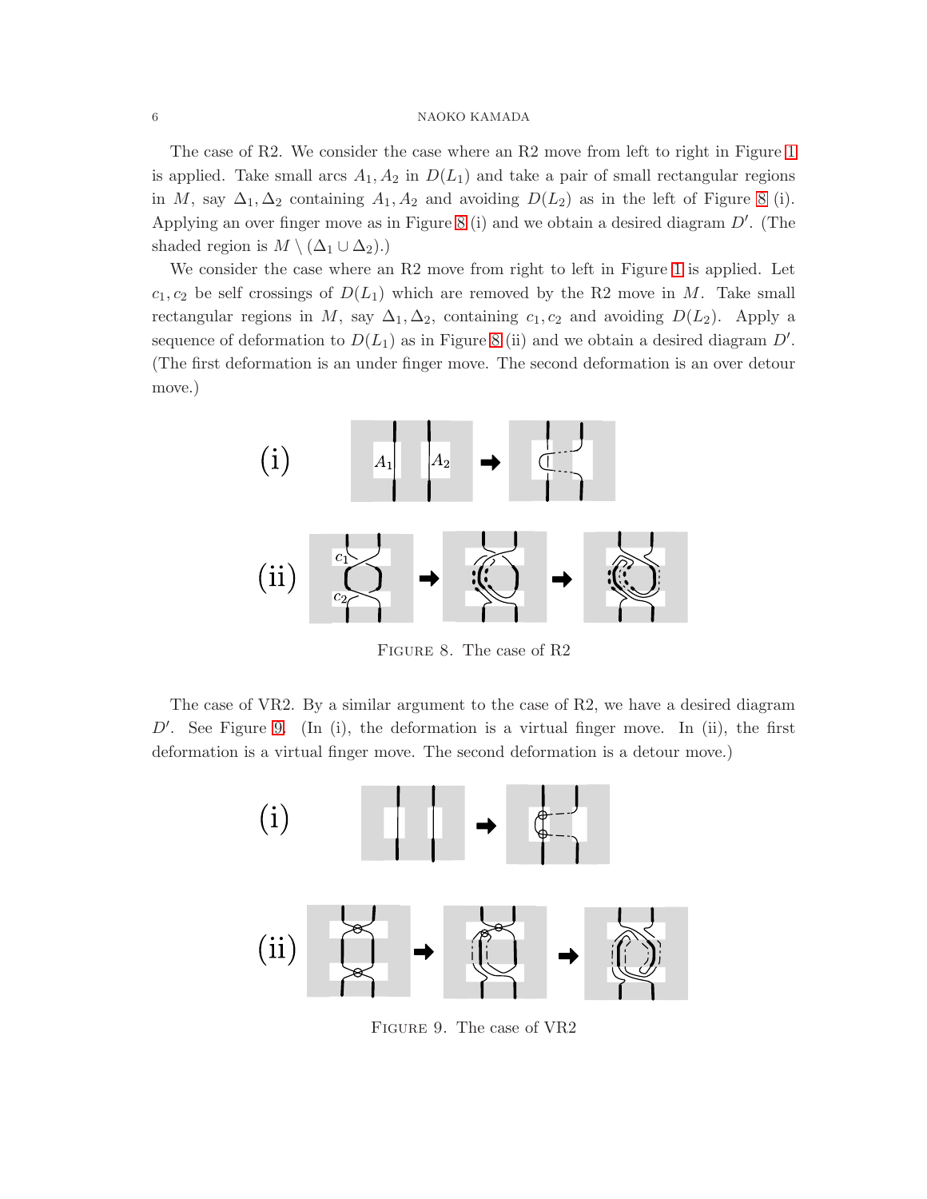The case of R2. We consider the case where an R2 move from left to right in Figure 1 is applied. Take small arcs $A_1, A_2$ in $D(L_1)$ and take a pair of small rectangular regions in $M$, say $\Delta_1, \Delta_2$ containing $A_1, A_2$ and avoiding $D(L_2)$ as in the left of Figure 8 (i). Applying an over finger move as in Figure 8 (i) and we obtain a desired diagram $D'$. (The shaded region is $M \setminus (\Delta_1 \cup \Delta_2)$.)

We consider the case where an R2 move from right to left in Figure 1 is applied. Let $c_1, c_2$ be self crossings of $D(L_1)$ which are removed by the R2 move in $M$. Take small rectangular regions in $M$, say $\Delta_1, \Delta_2$, containing $c_1, c_2$ and avoiding $D(L_2)$. Apply a sequence of deformation to $D(L_1)$ as in Figure 8 (ii) and we obtain a desired diagram $D'$. (The first deformation is an under finger move. The second deformation is an over detour move.)

FIGURE 8. The case of R2

The case of VR2. By a similar argument to the case of R2, we have a desired diagram $D'$. See Figure 9. (In (i), the deformation is a virtual finger move. In (ii), the first deformation is a virtual finger move. The second deformation is a detour move.)

FIGURE 9. The case of VR2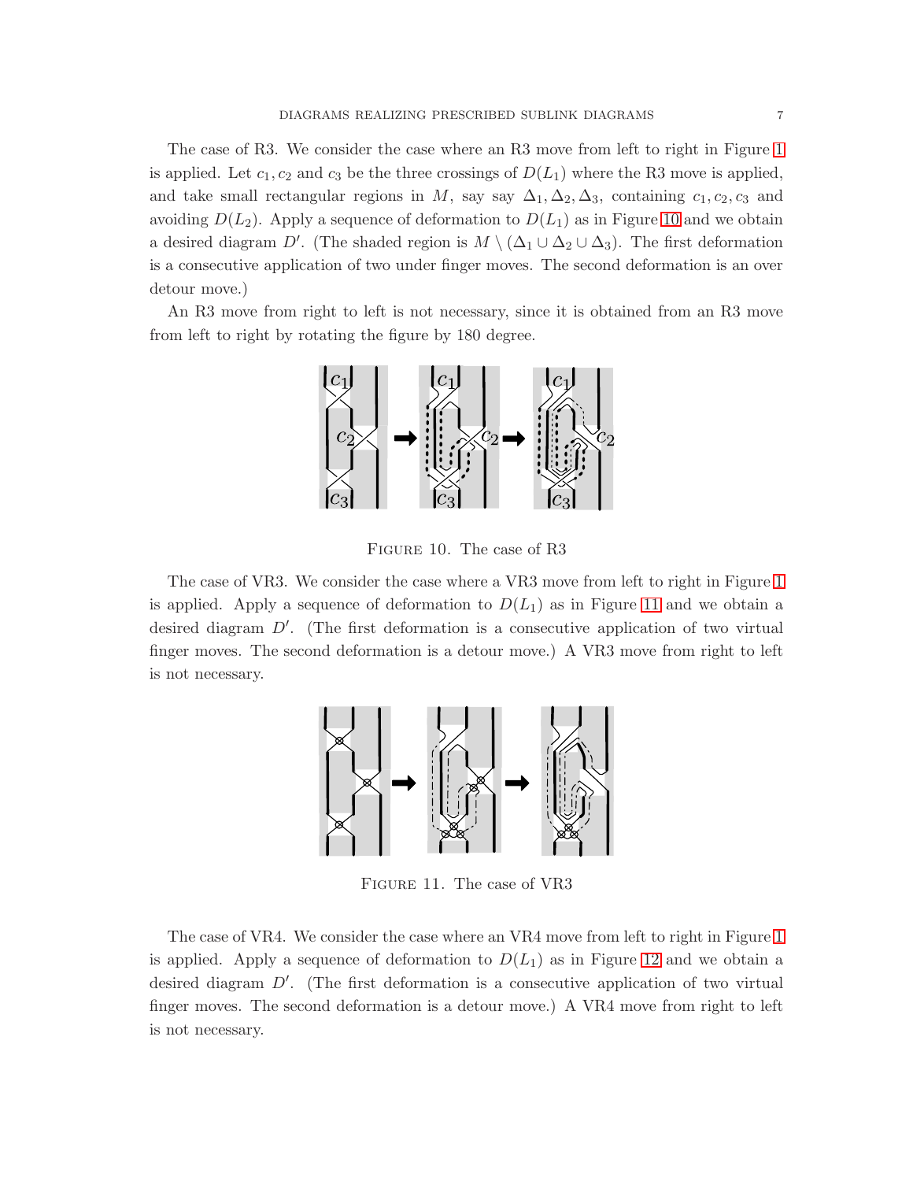The case of R3. We consider the case where an R3 move from left to right in Figure 1 is applied. Let $c_1, c_2$ and $c_3$ be the three crossings of $D(L_1)$ where the R3 move is applied, and take small rectangular regions in $M$, say say $\Delta_1, \Delta_2, \Delta_3$, containing $c_1, c_2, c_3$ and avoiding $D(L_2)$. Apply a sequence of deformation to $D(L_1)$ as in Figure 10 and we obtain a desired diagram $D'$. (The shaded region is $M \setminus (\Delta_1 \cup \Delta_2 \cup \Delta_3)$. The first deformation is a consecutive application of two under finger moves. The second deformation is an over detour move.)

An R3 move from right to left is not necessary, since it is obtained from an R3 move from left to right by rotating the figure by 180 degree.

Figure 10. The case of R3

The case of VR3. We consider the case where a VR3 move from left to right in Figure 1 is applied. Apply a sequence of deformation to $D(L_1)$ as in Figure 11 and we obtain a desired diagram $D'$. (The first deformation is a consecutive application of two virtual finger moves. The second deformation is a detour move.) A VR3 move from right to left is not necessary.

Figure 11. The case of VR3

The case of VR4. We consider the case where an VR4 move from left to right in Figure 1 is applied. Apply a sequence of deformation to $D(L_1)$ as in Figure 12 and we obtain a desired diagram $D'$. (The first deformation is a consecutive application of two virtual finger moves. The second deformation is a detour move.) A VR4 move from right to left is not necessary.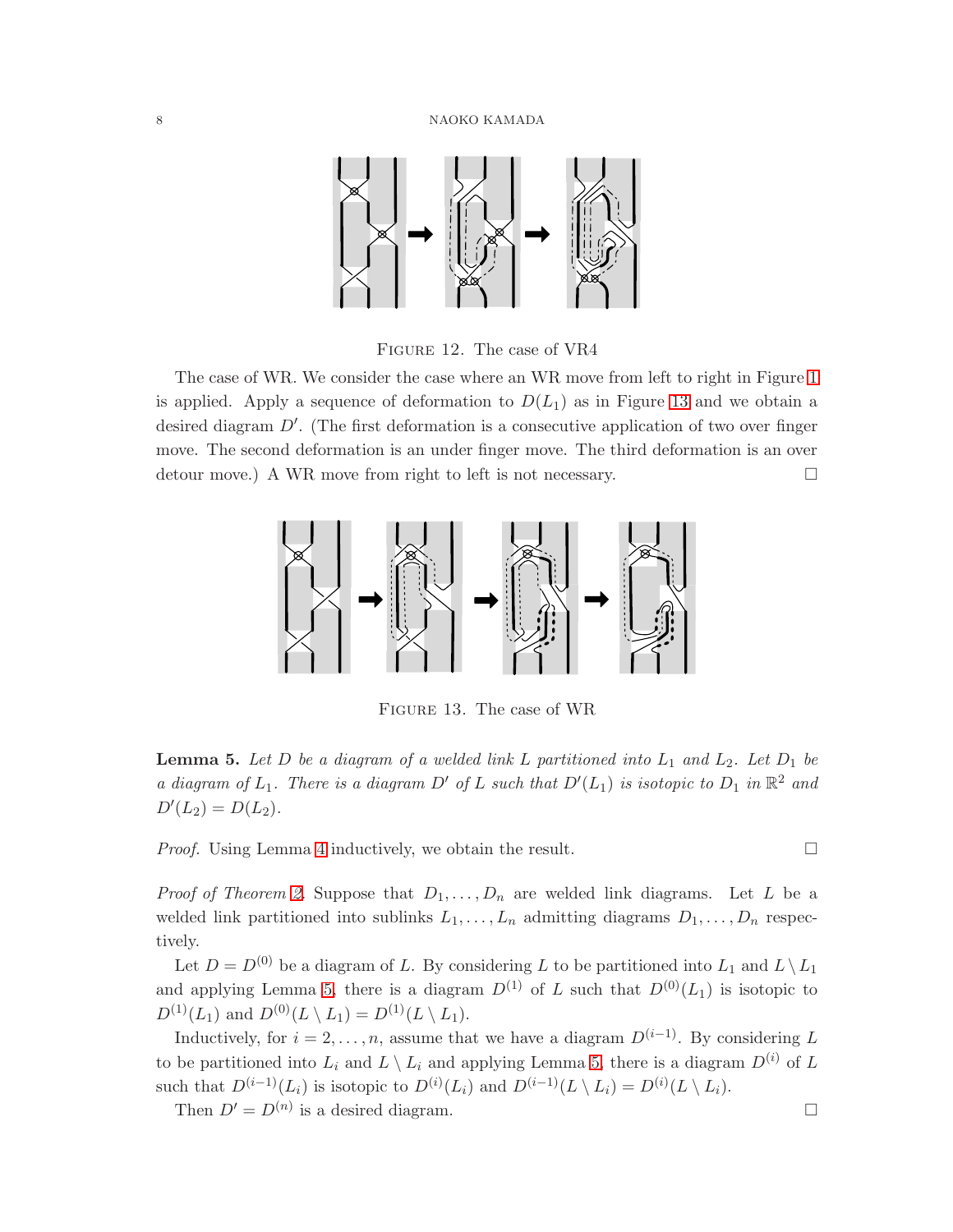Figure 12. The case of VR4

The case of WR. We consider the case where an WR move from left to right in Figure 1 is applied. Apply a sequence of deformation to $D(L_1)$ as in Figure 13 and we obtain a desired diagram $D'$. (The first deformation is a consecutive application of two over finger move. The second deformation is an under finger move. The third deformation is an over detour move.) A WR move from right to left is not necessary. □

Figure 13. The case of WR

**Lemma 5.** *Let $D$ be a diagram of a welded link $L$ partitioned into $L_1$ and $L_2$. Let $D_1$ be a diagram of $L_1$. There is a diagram $D'$ of $L$ such that $D'(L_1)$ is isotopic to $D_1$ in $\mathbb{R}^2$ and $D'(L_2) = D(L_2)$.*

*Proof.* Using Lemma 4 inductively, we obtain the result. □

*Proof of Theorem 2.* Suppose that $D_1, \ldots, D_n$ are welded link diagrams. Let $L$ be a welded link partitioned into sublinks $L_1, \ldots, L_n$ admitting diagrams $D_1, \ldots, D_n$ respectively.

Let $D = D^{(0)}$ be a diagram of $L$. By considering $L$ to be partitioned into $L_1$ and $L \setminus L_1$ and applying Lemma 5, there is a diagram $D^{(1)}$ of $L$ such that $D^{(0)}(L_1)$ is isotopic to $D^{(1)}(L_1)$ and $D^{(0)}(L \setminus L_1) = D^{(1)}(L \setminus L_1)$.

Inductively, for $i = 2, \ldots, n$, assume that we have a diagram $D^{(i-1)}$. By considering $L$ to be partitioned into $L_i$ and $L \setminus L_i$ and applying Lemma 5, there is a diagram $D^{(i)}$ of $L$ such that $D^{(i-1)}(L_i)$ is isotopic to $D^{(i)}(L_i)$ and $D^{(i-1)}(L \setminus L_i) = D^{(i)}(L \setminus L_i)$.

Then $D' = D^{(n)}$ is a desired diagram. □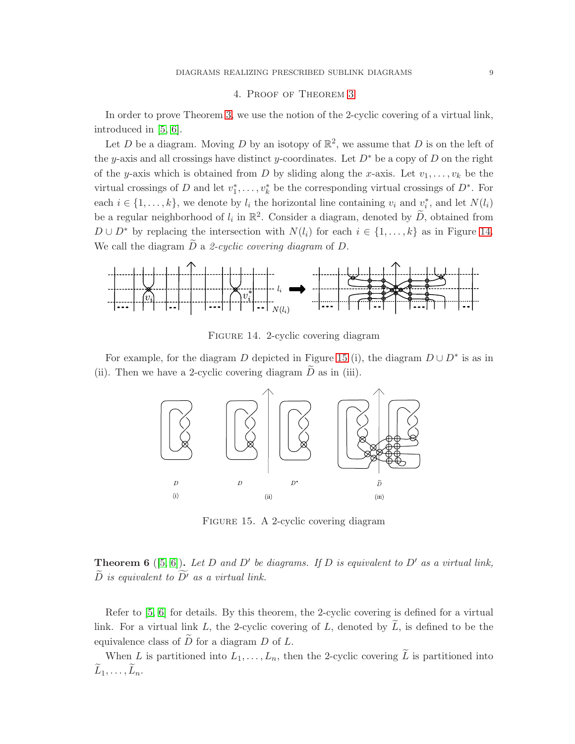## 4. Proof of Theorem 3

In order to prove Theorem 3, we use the notion of the 2-cyclic covering of a virtual link, introduced in [5, 6].

Let $D$ be a diagram. Moving $D$ by an isotopy of $\mathbb{R}^2$, we assume that $D$ is on the left of the $y$-axis and all crossings have distinct $y$-coordinates. Let $D^*$ be a copy of $D$ on the right of the $y$-axis which is obtained from $D$ by sliding along the $x$-axis. Let $v_1, \dots, v_k$ be the virtual crossings of $D$ and let $v_1^*, \dots, v_k^*$ be the corresponding virtual crossings of $D^*$. For each $i \in \{1, \dots, k\}$, we denote by $l_i$ the horizontal line containing $v_i$ and $v_i^*$, and let $N(l_i)$ be a regular neighborhood of $l_i$ in $\mathbb{R}^2$. Consider a diagram, denoted by $\widetilde{D}$, obtained from $D \cup D^*$ by replacing the intersection with $N(l_i)$ for each $i \in \{1, \dots, k\}$ as in Figure 14. We call the diagram $\widetilde{D}$ a *2-cyclic covering diagram* of $D$.

Figure 14. 2-cyclic covering diagram

For example, for the diagram $D$ depicted in Figure 15 (i), the diagram $D \cup D^*$ is as in (ii). Then we have a 2-cyclic covering diagram $\widetilde{D}$ as in (iii).

Figure 15. A 2-cyclic covering diagram

**Theorem 6** ([5, 6]). *Let $D$ and $D'$ be diagrams. If $D$ is equivalent to $D'$ as a virtual link, $\widetilde{D}$ is equivalent to $\widetilde{D'}$ as a virtual link.*

Refer to [5, 6] for details. By this theorem, the 2-cyclic covering is defined for a virtual link. For a virtual link $L$, the 2-cyclic covering of $L$, denoted by $\widetilde{L}$, is defined to be the equivalence class of $\widetilde{D}$ for a diagram $D$ of $L$.

When $L$ is partitioned into $L_1, \dots, L_n$, then the 2-cyclic covering $\widetilde{L}$ is partitioned into $\widetilde{L}_1, \dots, \widetilde{L}_n$.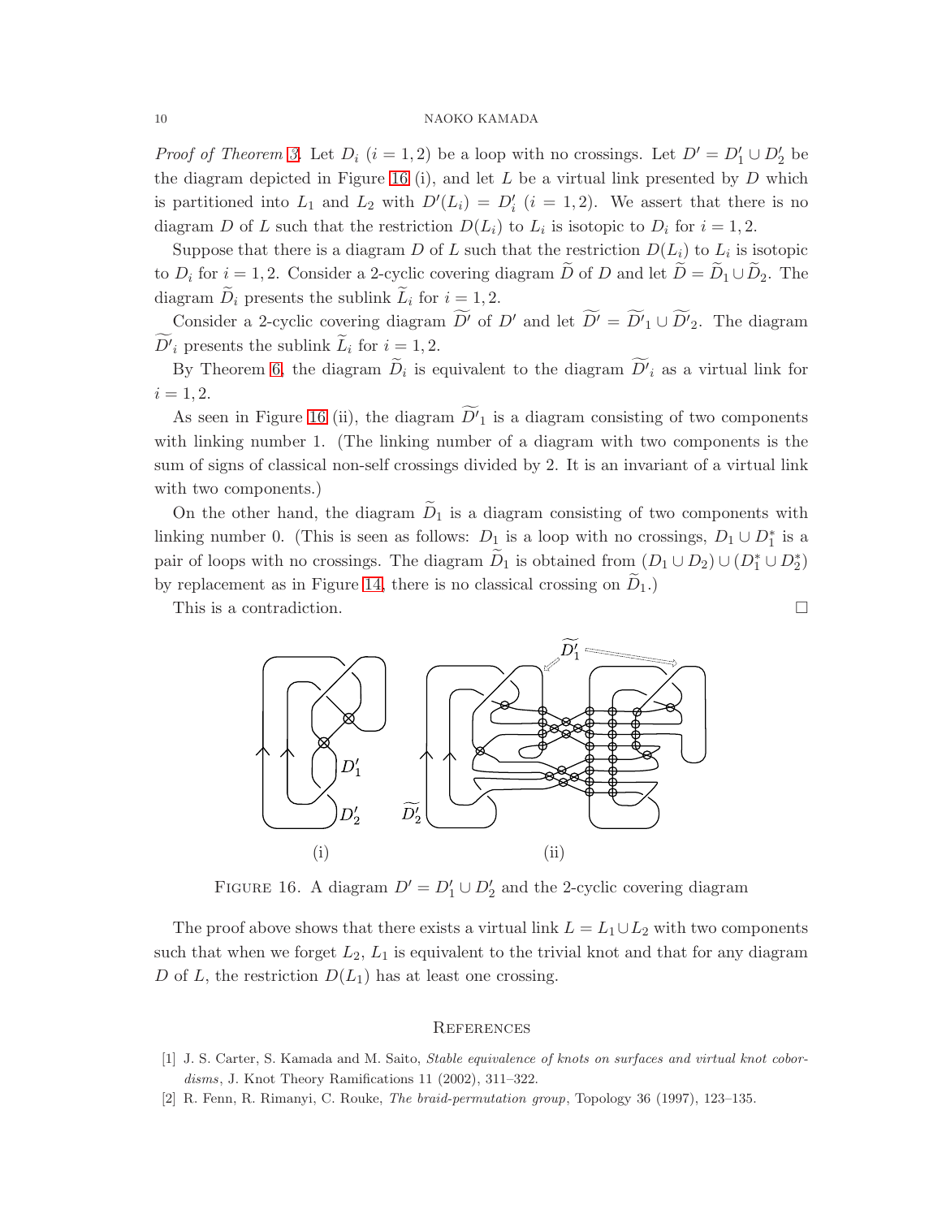*Proof of Theorem 3.* Let $D_i$ $(i = 1, 2)$ be a loop with no crossings. Let $D' = D'_1 \cup D'_2$ be the diagram depicted in Figure 16 (i), and let $L$ be a virtual link presented by $D$ which is partitioned into $L_1$ and $L_2$ with $D'(L_i) = D'_i$ $(i = 1, 2)$. We assert that there is no diagram $D$ of $L$ such that the restriction $D(L_i)$ to $L_i$ is isotopic to $D_i$ for $i = 1, 2$.

Suppose that there is a diagram $D$ of $L$ such that the restriction $D(L_i)$ to $L_i$ is isotopic to $D_i$ for $i = 1, 2$. Consider a 2-cyclic covering diagram $\widetilde{D}$ of $D$ and let $\widetilde{D} = \widetilde{D}_1 \cup \widetilde{D}_2$. The diagram $\widetilde{D}_i$ presents the sublink $\widetilde{L}_i$ for $i = 1, 2$.

Consider a 2-cyclic covering diagram $\widetilde{D'}$ of $D'$ and let $\widetilde{D'} = \widetilde{D'}_1 \cup \widetilde{D'}_2$. The diagram $\widetilde{D'}_i$ presents the sublink $\widetilde{L}_i$ for $i = 1, 2$.

By Theorem 6, the diagram $\widetilde{D}_i$ is equivalent to the diagram $\widetilde{D'}_i$ as a virtual link for $i = 1, 2$.

As seen in Figure 16 (ii), the diagram $\widetilde{D'}_1$ is a diagram consisting of two components with linking number 1. (The linking number of a diagram with two components is the sum of signs of classical non-self crossings divided by 2. It is an invariant of a virtual link with two components.)

On the other hand, the diagram $\widetilde{D}_1$ is a diagram consisting of two components with linking number 0. (This is seen as follows: $D_1$ is a loop with no crossings, $D_1 \cup D_1^*$ is a pair of loops with no crossings. The diagram $\widetilde{D}_1$ is obtained from $(D_1 \cup D_2) \cup (D_1^* \cup D_2^*)$ by replacement as in Figure 14, there is no classical crossing on $\widetilde{D}_1$.)

This is a contradiction. $\square$

FIGURE 16. A diagram $D' = D'_1 \cup D'_2$ and the 2-cyclic covering diagram

The proof above shows that there exists a virtual link $L = L_1 \cup L_2$ with two components such that when we forget $L_2$, $L_1$ is equivalent to the trivial knot and that for any diagram $D$ of $L$, the restriction $D(L_1)$ has at least one crossing.

## References

[1] J. S. Carter, S. Kamada and M. Saito, *Stable equivalence of knots on surfaces and virtual knot cobordisms*, J. Knot Theory Ramifications 11 (2002), 311–322.

[2] R. Fenn, R. Rimanyi, C. Rouke, *The braid-permutation group*, Topology 36 (1997), 123–135.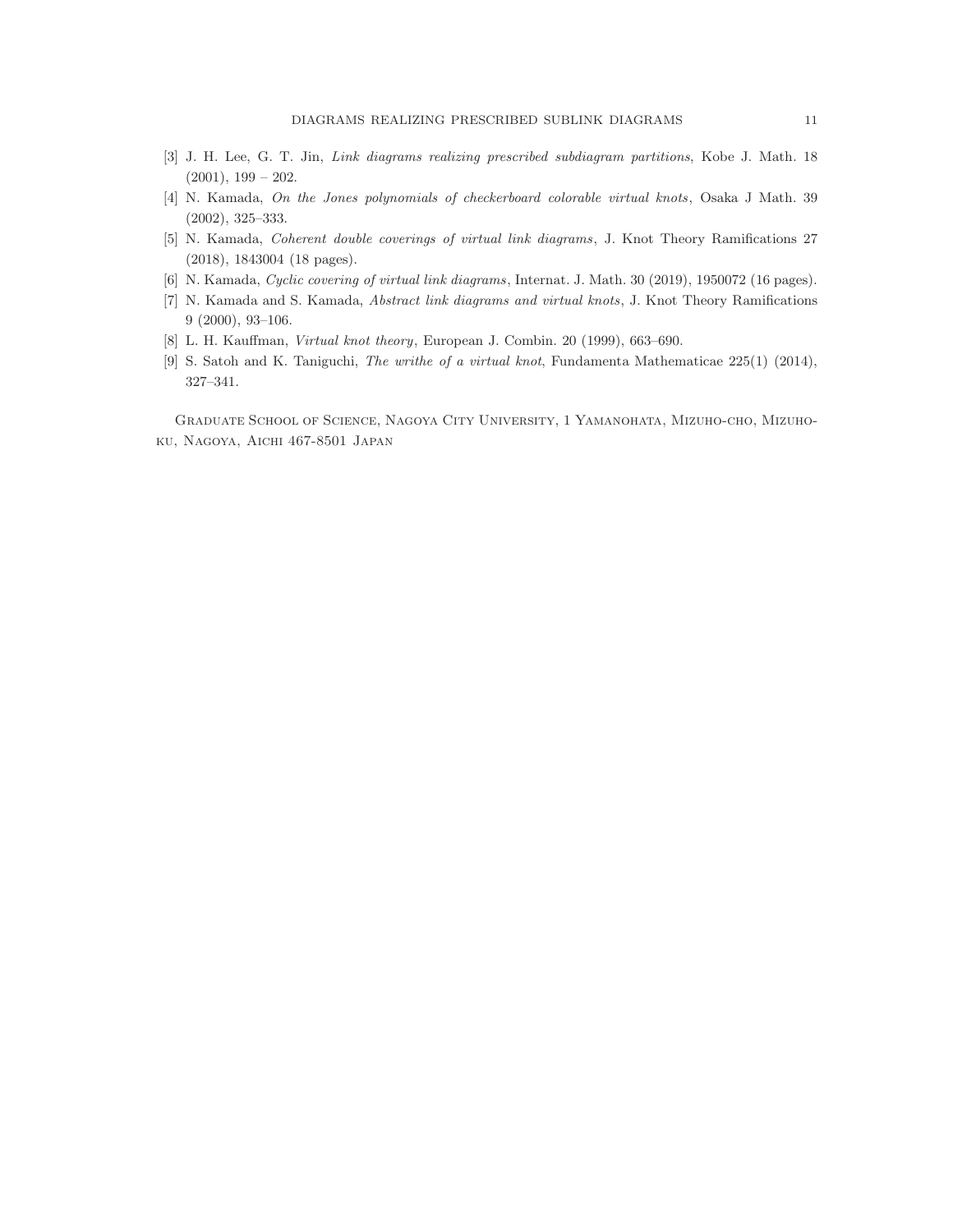[3] J. H. Lee, G. T. Jin, *Link diagrams realizing prescribed subdiagram partitions*, Kobe J. Math. 18 (2001), 199 – 202.

[4] N. Kamada, *On the Jones polynomials of checkerboard colorable virtual knots*, Osaka J Math. 39 (2002), 325–333.

[5] N. Kamada, *Coherent double coverings of virtual link diagrams*, J. Knot Theory Ramifications 27 (2018), 1843004 (18 pages).

[6] N. Kamada, *Cyclic covering of virtual link diagrams*, Internat. J. Math. 30 (2019), 1950072 (16 pages).

[7] N. Kamada and S. Kamada, *Abstract link diagrams and virtual knots*, J. Knot Theory Ramifications 9 (2000), 93–106.

[8] L. H. Kauffman, *Virtual knot theory*, European J. Combin. 20 (1999), 663–690.

[9] S. Satoh and K. Taniguchi, *The writhe of a virtual knot*, Fundamenta Mathematicae 225(1) (2014), 327–341.

Graduate School of Science, Nagoya City University, 1 Yamanohata, Mizuho-cho, Mizuho-ku, Nagoya, Aichi 467-8501 Japan